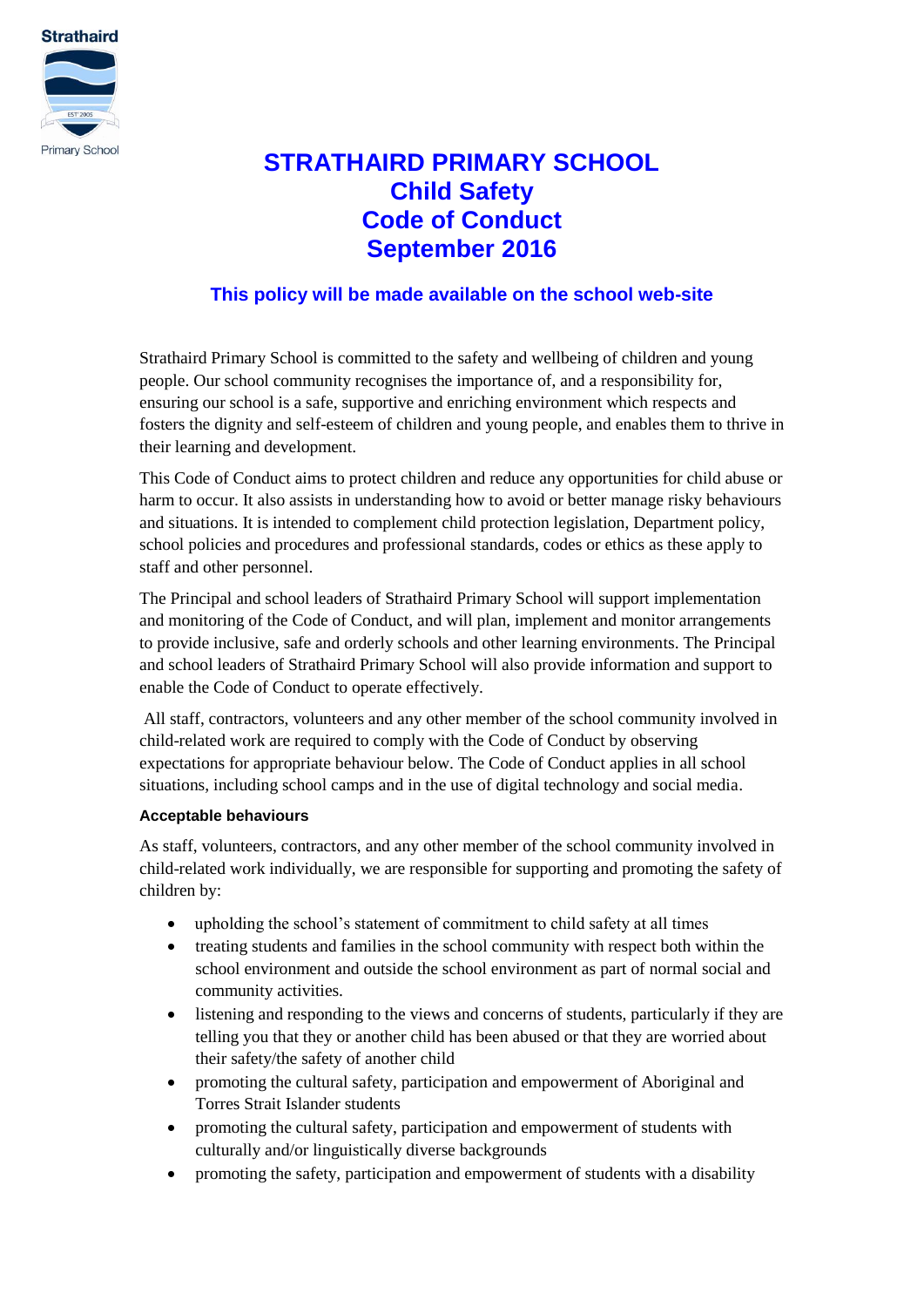Strathaird

Primary School

# STRATHAIRD PRIMARY SCHOOL
# Child Safety
# Code of Conduct
# September 2016

**This policy will be made available on the school web-site**

Strathaird Primary School is committed to the safety and wellbeing of children and young people. Our school community recognises the importance of, and a responsibility for, ensuring our school is a safe, supportive and enriching environment which respects and fosters the dignity and self-esteem of children and young people, and enables them to thrive in their learning and development.

This Code of Conduct aims to protect children and reduce any opportunities for child abuse or harm to occur. It also assists in understanding how to avoid or better manage risky behaviours and situations. It is intended to complement child protection legislation, Department policy, school policies and procedures and professional standards, codes or ethics as these apply to staff and other personnel.

The Principal and school leaders of Strathaird Primary School will support implementation and monitoring of the Code of Conduct, and will plan, implement and monitor arrangements to provide inclusive, safe and orderly schools and other learning environments. The Principal and school leaders of Strathaird Primary School will also provide information and support to enable the Code of Conduct to operate effectively.

All staff, contractors, volunteers and any other member of the school community involved in child-related work are required to comply with the Code of Conduct by observing expectations for appropriate behaviour below. The Code of Conduct applies in all school situations, including school camps and in the use of digital technology and social media.

**Acceptable behaviours**

As staff, volunteers, contractors, and any other member of the school community involved in child-related work individually, we are responsible for supporting and promoting the safety of children by:

- upholding the school's statement of commitment to child safety at all times
- treating students and families in the school community with respect both within the school environment and outside the school environment as part of normal social and community activities.
- listening and responding to the views and concerns of students, particularly if they are telling you that they or another child has been abused or that they are worried about their safety/the safety of another child
- promoting the cultural safety, participation and empowerment of Aboriginal and Torres Strait Islander students
- promoting the cultural safety, participation and empowerment of students with culturally and/or linguistically diverse backgrounds
- promoting the safety, participation and empowerment of students with a disability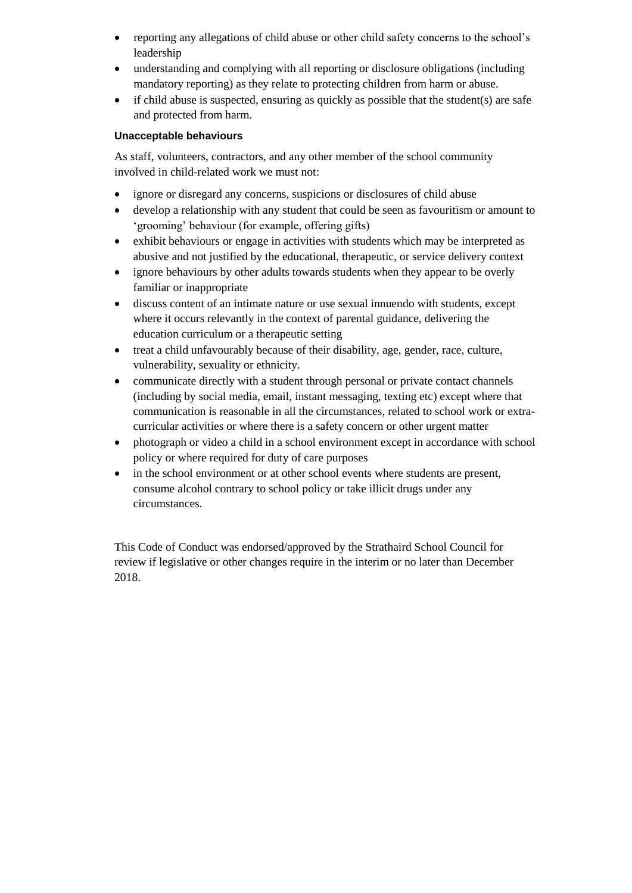- reporting any allegations of child abuse or other child safety concerns to the school's leadership
- understanding and complying with all reporting or disclosure obligations (including mandatory reporting) as they relate to protecting children from harm or abuse.
- if child abuse is suspected, ensuring as quickly as possible that the student(s) are safe and protected from harm.

**Unacceptable behaviours**

As staff, volunteers, contractors, and any other member of the school community involved in child-related work we must not:

- ignore or disregard any concerns, suspicions or disclosures of child abuse
- develop a relationship with any student that could be seen as favouritism or amount to 'grooming' behaviour (for example, offering gifts)
- exhibit behaviours or engage in activities with students which may be interpreted as abusive and not justified by the educational, therapeutic, or service delivery context
- ignore behaviours by other adults towards students when they appear to be overly familiar or inappropriate
- discuss content of an intimate nature or use sexual innuendo with students, except where it occurs relevantly in the context of parental guidance, delivering the education curriculum or a therapeutic setting
- treat a child unfavourably because of their disability, age, gender, race, culture, vulnerability, sexuality or ethnicity.
- communicate directly with a student through personal or private contact channels (including by social media, email, instant messaging, texting etc) except where that communication is reasonable in all the circumstances, related to school work or extra-curricular activities or where there is a safety concern or other urgent matter
- photograph or video a child in a school environment except in accordance with school policy or where required for duty of care purposes
- in the school environment or at other school events where students are present, consume alcohol contrary to school policy or take illicit drugs under any circumstances.

This Code of Conduct was endorsed/approved by the Strathaird School Council for review if legislative or other changes require in the interim or no later than December 2018.